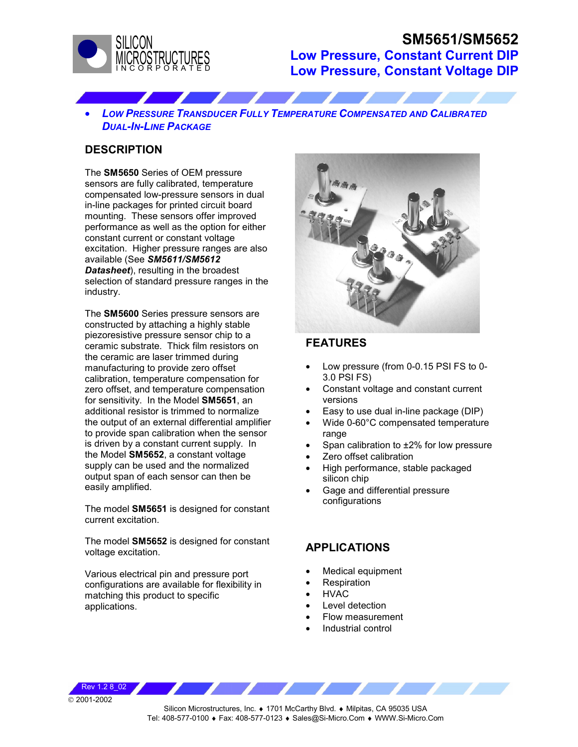SILICON MICROSTRUCTURES INCORPORATED

# SM5651/SM5652

## Low Pressure, Constant Current DIP
## Low Pressure, Constant Voltage DIP

- ***LOW PRESSURE TRANSDUCER FULLY TEMPERATURE COMPENSATED AND CALIBRATED DUAL-IN-LINE PACKAGE***

## DESCRIPTION

The **SM5650** Series of OEM pressure sensors are fully calibrated, temperature compensated low-pressure sensors in dual in-line packages for printed circuit board mounting. These sensors offer improved performance as well as the option for either constant current or constant voltage excitation. Higher pressure ranges are also available (See ***SM5611/SM5612 Datasheet***), resulting in the broadest selection of standard pressure ranges in the industry.

The **SM5600** Series pressure sensors are constructed by attaching a highly stable piezoresistive pressure sensor chip to a ceramic substrate. Thick film resistors on the ceramic are laser trimmed during manufacturing to provide zero offset calibration, temperature compensation for zero offset, and temperature compensation for sensitivity. In the Model **SM5651**, an additional resistor is trimmed to normalize the output of an external differential amplifier to provide span calibration when the sensor is driven by a constant current supply. In the Model **SM5652**, a constant voltage supply can be used and the normalized output span of each sensor can then be easily amplified.

The model **SM5651** is designed for constant current excitation.

The model **SM5652** is designed for constant voltage excitation.

Various electrical pin and pressure port configurations are available for flexibility in matching this product to specific applications.

## FEATURES

- Low pressure (from 0-0.15 PSI FS to 0-3.0 PSI FS)
- Constant voltage and constant current versions
- Easy to use dual in-line package (DIP)
- Wide 0-60°C compensated temperature range
- Span calibration to ±2% for low pressure
- Zero offset calibration
- High performance, stable packaged silicon chip
- Gage and differential pressure configurations

## APPLICATIONS

- Medical equipment
- Respiration
- HVAC
- Level detection
- Flow measurement
- Industrial control

Rev 1.2 8_02

© 2001-2002

Silicon Microstructures, Inc. ♦ 1701 McCarthy Blvd. ♦ Milpitas, CA 95035 USA
Tel: 408-577-0100 ♦ Fax: 408-577-0123 ♦ Sales@Si-Micro.Com ♦ WWW.Si-Micro.Com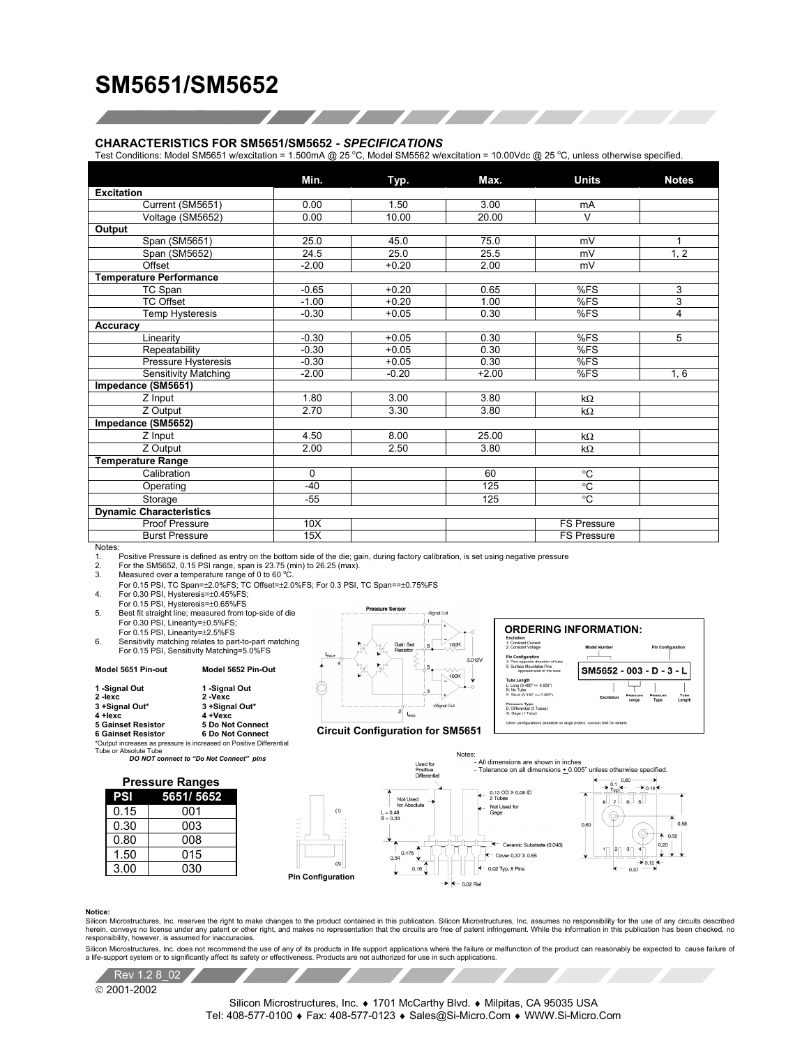# SM5651/SM5652

### CHARACTERISTICS FOR SM5651/SM5652 - *SPECIFICATIONS*

Test Conditions: Model SM5651 w/excitation = 1.500mA @ 25 °C, Model SM5562 w/excitation = 10.00Vdc @ 25 °C, unless otherwise specified.

| | Min. | Typ. | Max. | Units | Notes |
|---|---|---|---|---|---|
| **Excitation** | | | | | |
| Current (SM5651) | 0.00 | 1.50 | 3.00 | mA | |
| Voltage (SM5652) | 0.00 | 10.00 | 20.00 | V | |
| **Output** | | | | | |
| Span (SM5651) | 25.0 | 45.0 | 75.0 | mV | 1 |
| Span (SM5652) | 24.5 | 25.0 | 25.5 | mV | 1, 2 |
| Offset | -2.00 | +0.20 | 2.00 | mV | |
| **Temperature Performance** | | | | | |
| TC Span | -0.65 | +0.20 | 0.65 | %FS | 3 |
| TC Offset | -1.00 | +0.20 | 1.00 | %FS | 3 |
| Temp Hysteresis | -0.30 | +0.05 | 0.30 | %FS | 4 |
| **Accuracy** | | | | | |
| Linearity | -0.30 | +0.05 | 0.30 | %FS | 5 |
| Repeatability | -0.30 | +0.05 | 0.30 | %FS | |
| Pressure Hysteresis | -0.30 | +0.05 | 0.30 | %FS | |
| Sensitivity Matching | -2.00 | -0.20 | +2.00 | %FS | 1, 6 |
| **Impedance (SM5651)** | | | | | |
| Z Input | 1.80 | 3.00 | 3.80 | kΩ | |
| Z Output | 2.70 | 3.30 | 3.80 | kΩ | |
| **Impedance (SM5652)** | | | | | |
| Z Input | 4.50 | 8.00 | 25.00 | kΩ | |
| Z Output | 2.00 | 2.50 | 3.80 | kΩ | |
| **Temperature Range** | | | | | |
| Calibration | 0 | | 60 | °C | |
| Operating | -40 | | 125 | °C | |
| Storage | -55 | | 125 | °C | |
| **Dynamic Characteristics** | | | | | |
| Proof Pressure | 10X | | | FS Pressure | |
| Burst Pressure | 15X | | | FS Pressure | |

Notes:

1. Positive Pressure is defined as entry on the bottom side of the die; gain, during factory calibration, is set using negative pressure
2. For the SM5652, 0.15 PSI range, span is 23.75 (min) to 26.25 (max).
3. Measured over a temperature range of 0 to 60 °C.
   For 0.15 PSI, TC Span=±2.0%FS; TC Offset=±2.0%FS; For 0.3 PSI, TC Span==±0.75%FS
4. For 0.30 PSI, Hysteresis=±0.45%FS;
   For 0.15 PSI, Hysteresis=±0.65%FS
5. Best fit straight line; measured from top-side of die
   For 0.30 PSI, Linearity=±0.5%FS;
   For 0.15 PSI, Linearity=±2.5%FS
6. Sensitivity matching relates to part-to-part matching
   For 0.15 PSI, Sensitivity Matching=5.0%FS

| Model 5651 Pin-out | Model 5652 Pin-Out |
|---|---|
| 1 -Signal Out | 1 -Signal Out |
| 2 -Iexc | 2 -Vexc |
| 3 +Signal Out* | 3 +Signal Out* |
| 4 +Iexc | 4 +Vexc |
| 5 Gainset Resistor | 5 Do Not Connect |
| 6 Gainset Resistor | 6 Do Not Connect |

*Output increases as pressure is increased on Positive Differential Tube or Absolute Tube

***DO NOT connect to "Do Not Connect" pins***

Pressure Sensor
-Signal Out
Gain Set Resistor
100K
3.012V
100K
+Signal Out
$I_{exc+}$
$I_{exc-}$

**Circuit Configuration for SM5651**

**ORDERING INFORMATION:**

Excitation
1: Constant Current
2: Constant Voltage

Pin Configuration
S: Pins opposite direction of tube
5: Surface Mountable Pins opposed side of the tube

Tube Length
L: Long (0.480" +/- 0.005")
N: No Tube
S: Short (0.330" +/- 0.005")

Pressure Type
D: Differential (2 Tubes)
G: Gage (1 Tube)

Model Number — Pin Configuration

**SM5652 - 003 - D - 3 - L**

Excitation — Pressure range — Pressure Type — Tube Length

Other configurations available on large orders. Consult SMI for details.

**Pressure Ranges**

| PSI | 5651/ 5652 |
|---|---|
| 0.15 | 001 |
| 0.30 | 003 |
| 0.80 | 008 |
| 1.50 | 015 |
| 3.00 | 030 |

(1)
(3)

**Pin Configuration**

Notes:
- All dimensions are shown in inches
- Tolerance on all dimensions + 0.005" unless otherwise specified.

Used for Positive Differential
Not Used for Absolute
L = 0.48
S = 0.33
0.13 OD X 0.08 ID 2 Tubes
Not Used for Gage
Ceramic Substrate (0.040)
Cover 0.37 X 0.55
0.02 Typ, 8 Pins
0.175
0.34
0.10
0.02 Ref
0.60
0.1 Typ
0.15
8 7 6 5
1 2 3 4
0.60
0.58
0.32
0.20
0.12
0.37

**Notice:**

Silicon Microstructures, Inc. reserves the right to make changes to the product contained in this publication. Silicon Microstructures, Inc. assumes no responsibility for the use of any circuits described herein, conveys no license under any patent or other right, and makes no representation that the circuits are free of patent infringement. While the information in this publication has been checked, no responsibility, however, is assumed for inaccuracies.

Silicon Microstructures, Inc. does not recommend the use of any of its products in life support applications where the failure or malfunction of the product can reasonably be expected to cause failure of a life-support system or to significantly affect its safety or effectiveness. Products are not authorized for use in such applications.

Rev 1.2 8_02

© 2001-2002

Silicon Microstructures, Inc. ♦ 1701 McCarthy Blvd. ♦ Milpitas, CA 95035 USA
Tel: 408-577-0100 ♦ Fax: 408-577-0123 ♦ Sales@Si-Micro.Com ♦ WWW.Si-Micro.Com